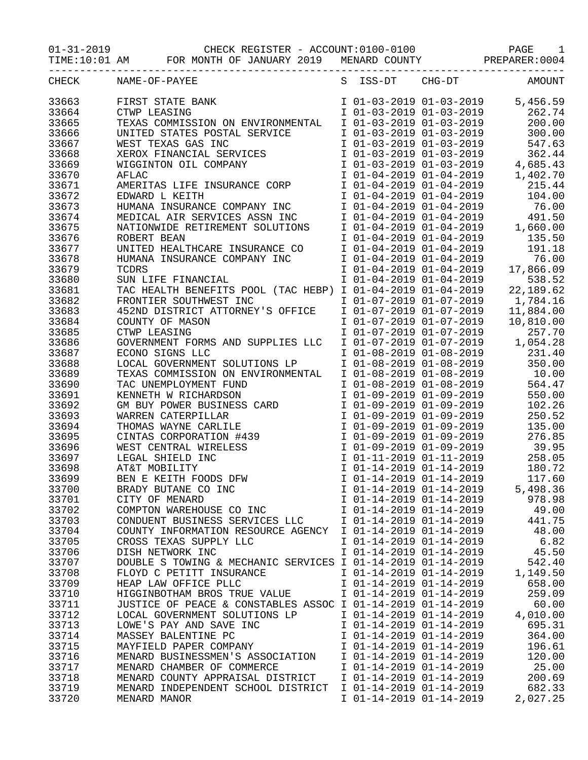01-31-2019 CHECK REGISTER - ACCOUNT:0100-0100 PAGE 1
TIME:10:01 AM FOR MONTH OF JANUARY 2019 MENARD COUNTY PREPARER:0004

| CHECK | NAME-OF-PAYEE | S | ISS-DT | CHG-DT | AMOUNT |
|---|---|---|---|---|---|
| 33663 | FIRST STATE BANK | I | 01-03-2019 | 01-03-2019 | 5,456.59 |
| 33664 | CTWP LEASING | I | 01-03-2019 | 01-03-2019 | 262.74 |
| 33665 | TEXAS COMMISSION ON ENVIRONMENTAL | I | 01-03-2019 | 01-03-2019 | 200.00 |
| 33666 | UNITED STATES POSTAL SERVICE | I | 01-03-2019 | 01-03-2019 | 300.00 |
| 33667 | WEST TEXAS GAS INC | I | 01-03-2019 | 01-03-2019 | 547.63 |
| 33668 | XEROX FINANCIAL SERVICES | I | 01-03-2019 | 01-03-2019 | 362.44 |
| 33669 | WIGGINTON OIL COMPANY | I | 01-03-2019 | 01-03-2019 | 4,685.43 |
| 33670 | AFLAC | I | 01-04-2019 | 01-04-2019 | 1,402.70 |
| 33671 | AMERITAS LIFE INSURANCE CORP | I | 01-04-2019 | 01-04-2019 | 215.44 |
| 33672 | EDWARD L KEITH | I | 01-04-2019 | 01-04-2019 | 104.00 |
| 33673 | HUMANA INSURANCE COMPANY INC | I | 01-04-2019 | 01-04-2019 | 76.00 |
| 33674 | MEDICAL AIR SERVICES ASSN INC | I | 01-04-2019 | 01-04-2019 | 491.50 |
| 33675 | NATIONWIDE RETIREMENT SOLUTIONS | I | 01-04-2019 | 01-04-2019 | 1,660.00 |
| 33676 | ROBERT BEAN | I | 01-04-2019 | 01-04-2019 | 135.50 |
| 33677 | UNITED HEALTHCARE INSURANCE CO | I | 01-04-2019 | 01-04-2019 | 191.18 |
| 33678 | HUMANA INSURANCE COMPANY INC | I | 01-04-2019 | 01-04-2019 | 76.00 |
| 33679 | TCDRS | I | 01-04-2019 | 01-04-2019 | 17,866.09 |
| 33680 | SUN LIFE FINANCIAL | I | 01-04-2019 | 01-04-2019 | 538.52 |
| 33681 | TAC HEALTH BENEFITS POOL (TAC HEBP) | I | 01-04-2019 | 01-04-2019 | 22,189.62 |
| 33682 | FRONTIER SOUTHWEST INC | I | 01-07-2019 | 01-07-2019 | 1,784.16 |
| 33683 | 452ND DISTRICT ATTORNEY'S OFFICE | I | 01-07-2019 | 01-07-2019 | 11,884.00 |
| 33684 | COUNTY OF MASON | I | 01-07-2019 | 01-07-2019 | 10,810.00 |
| 33685 | CTWP LEASING | I | 01-07-2019 | 01-07-2019 | 257.70 |
| 33686 | GOVERNMENT FORMS AND SUPPLIES LLC | I | 01-07-2019 | 01-07-2019 | 1,054.28 |
| 33687 | ECONO SIGNS LLC | I | 01-08-2019 | 01-08-2019 | 231.40 |
| 33688 | LOCAL GOVERNMENT SOLUTIONS LP | I | 01-08-2019 | 01-08-2019 | 350.00 |
| 33689 | TEXAS COMMISSION ON ENVIRONMENTAL | I | 01-08-2019 | 01-08-2019 | 10.00 |
| 33690 | TAC UNEMPLOYMENT FUND | I | 01-08-2019 | 01-08-2019 | 564.47 |
| 33691 | KENNETH W RICHARDSON | I | 01-09-2019 | 01-09-2019 | 550.00 |
| 33692 | GM BUY POWER BUSINESS CARD | I | 01-09-2019 | 01-09-2019 | 102.26 |
| 33693 | WARREN CATERPILLAR | I | 01-09-2019 | 01-09-2019 | 250.52 |
| 33694 | THOMAS WAYNE CARLILE | I | 01-09-2019 | 01-09-2019 | 135.00 |
| 33695 | CINTAS CORPORATION #439 | I | 01-09-2019 | 01-09-2019 | 276.85 |
| 33696 | WEST CENTRAL WIRELESS | I | 01-09-2019 | 01-09-2019 | 39.95 |
| 33697 | LEGAL SHIELD INC | I | 01-11-2019 | 01-11-2019 | 258.05 |
| 33698 | AT&T MOBILITY | I | 01-14-2019 | 01-14-2019 | 180.72 |
| 33699 | BEN E KEITH FOODS DFW | I | 01-14-2019 | 01-14-2019 | 117.60 |
| 33700 | BRADY BUTANE CO INC | I | 01-14-2019 | 01-14-2019 | 5,498.36 |
| 33701 | CITY OF MENARD | I | 01-14-2019 | 01-14-2019 | 978.98 |
| 33702 | COMPTON WAREHOUSE CO INC | I | 01-14-2019 | 01-14-2019 | 49.00 |
| 33703 | CONDUENT BUSINESS SERVICES LLC | I | 01-14-2019 | 01-14-2019 | 441.75 |
| 33704 | COUNTY INFORMATION RESOURCE AGENCY | I | 01-14-2019 | 01-14-2019 | 48.00 |
| 33705 | CROSS TEXAS SUPPLY LLC | I | 01-14-2019 | 01-14-2019 | 6.82 |
| 33706 | DISH NETWORK INC | I | 01-14-2019 | 01-14-2019 | 45.50 |
| 33707 | DOUBLE S TOWING & MECHANIC SERVICES | I | 01-14-2019 | 01-14-2019 | 542.40 |
| 33708 | FLOYD C PETITT INSURANCE | I | 01-14-2019 | 01-14-2019 | 1,149.50 |
| 33709 | HEAP LAW OFFICE PLLC | I | 01-14-2019 | 01-14-2019 | 658.00 |
| 33710 | HIGGINBOTHAM BROS TRUE VALUE | I | 01-14-2019 | 01-14-2019 | 259.09 |
| 33711 | JUSTICE OF PEACE & CONSTABLES ASSOC | I | 01-14-2019 | 01-14-2019 | 60.00 |
| 33712 | LOCAL GOVERNMENT SOLUTIONS LP | I | 01-14-2019 | 01-14-2019 | 4,010.00 |
| 33713 | LOWE'S PAY AND SAVE INC | I | 01-14-2019 | 01-14-2019 | 695.31 |
| 33714 | MASSEY BALENTINE PC | I | 01-14-2019 | 01-14-2019 | 364.00 |
| 33715 | MAYFIELD PAPER COMPANY | I | 01-14-2019 | 01-14-2019 | 196.61 |
| 33716 | MENARD BUSINESSMEN'S ASSOCIATION | I | 01-14-2019 | 01-14-2019 | 120.00 |
| 33717 | MENARD CHAMBER OF COMMERCE | I | 01-14-2019 | 01-14-2019 | 25.00 |
| 33718 | MENARD COUNTY APPRAISAL DISTRICT | I | 01-14-2019 | 01-14-2019 | 200.69 |
| 33719 | MENARD INDEPENDENT SCHOOL DISTRICT | I | 01-14-2019 | 01-14-2019 | 682.33 |
| 33720 | MENARD MANOR | I | 01-14-2019 | 01-14-2019 | 2,027.25 |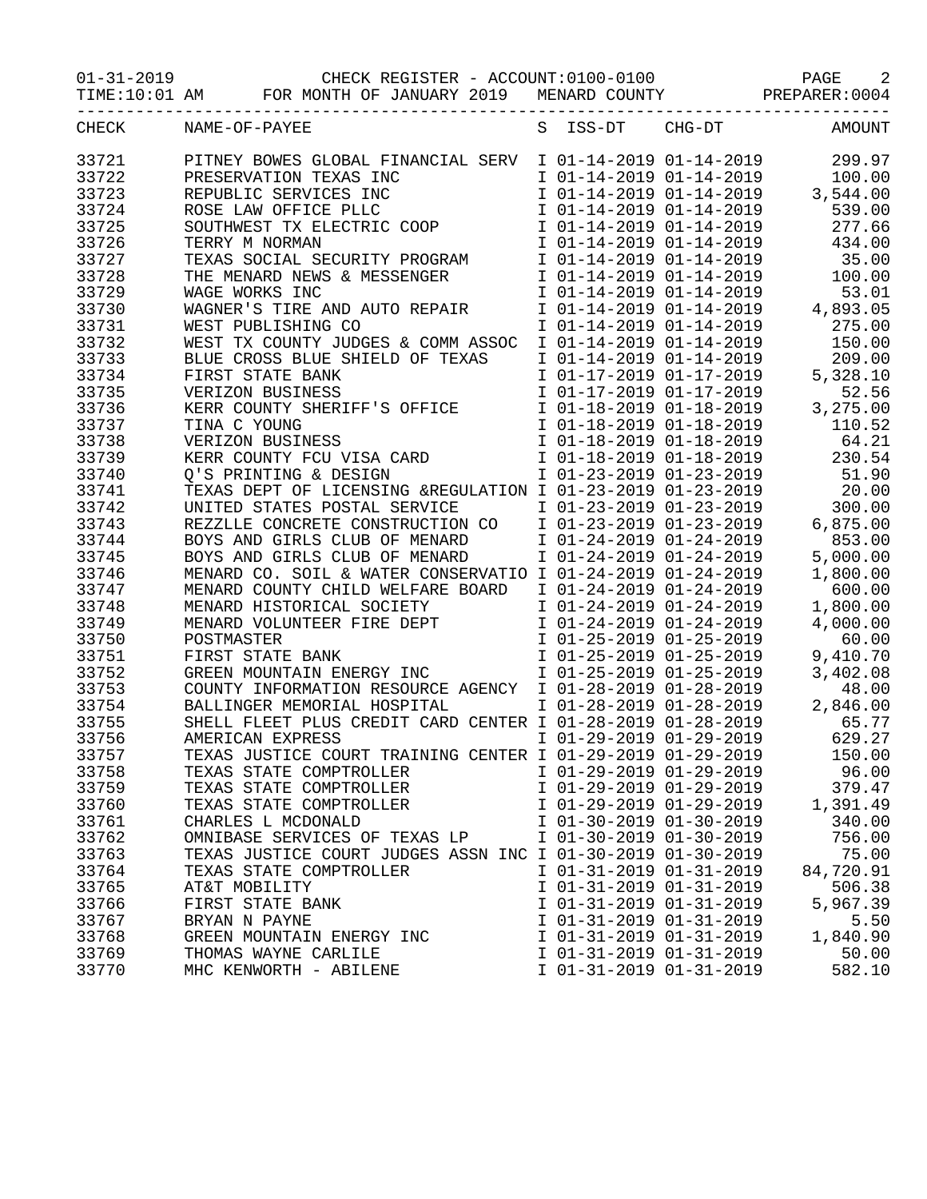01-31-2019 CHECK REGISTER - ACCOUNT:0100-0100 PAGE 2
TIME:10:01 AM FOR MONTH OF JANUARY 2019 MENARD COUNTY PREPARER:0004

| CHECK | NAME-OF-PAYEE | S | ISS-DT | CHG-DT | AMOUNT |
|---|---|---|---|---|---|
| 33721 | PITNEY BOWES GLOBAL FINANCIAL SERV | I | 01-14-2019 | 01-14-2019 | 299.97 |
| 33722 | PRESERVATION TEXAS INC | I | 01-14-2019 | 01-14-2019 | 100.00 |
| 33723 | REPUBLIC SERVICES INC | I | 01-14-2019 | 01-14-2019 | 3,544.00 |
| 33724 | ROSE LAW OFFICE PLLC | I | 01-14-2019 | 01-14-2019 | 539.00 |
| 33725 | SOUTHWEST TX ELECTRIC COOP | I | 01-14-2019 | 01-14-2019 | 277.66 |
| 33726 | TERRY M NORMAN | I | 01-14-2019 | 01-14-2019 | 434.00 |
| 33727 | TEXAS SOCIAL SECURITY PROGRAM | I | 01-14-2019 | 01-14-2019 | 35.00 |
| 33728 | THE MENARD NEWS & MESSENGER | I | 01-14-2019 | 01-14-2019 | 100.00 |
| 33729 | WAGE WORKS INC | I | 01-14-2019 | 01-14-2019 | 53.01 |
| 33730 | WAGNER'S TIRE AND AUTO REPAIR | I | 01-14-2019 | 01-14-2019 | 4,893.05 |
| 33731 | WEST PUBLISHING CO | I | 01-14-2019 | 01-14-2019 | 275.00 |
| 33732 | WEST TX COUNTY JUDGES & COMM ASSOC | I | 01-14-2019 | 01-14-2019 | 150.00 |
| 33733 | BLUE CROSS BLUE SHIELD OF TEXAS | I | 01-14-2019 | 01-14-2019 | 209.00 |
| 33734 | FIRST STATE BANK | I | 01-17-2019 | 01-17-2019 | 5,328.10 |
| 33735 | VERIZON BUSINESS | I | 01-17-2019 | 01-17-2019 | 52.56 |
| 33736 | KERR COUNTY SHERIFF'S OFFICE | I | 01-18-2019 | 01-18-2019 | 3,275.00 |
| 33737 | TINA C YOUNG | I | 01-18-2019 | 01-18-2019 | 110.52 |
| 33738 | VERIZON BUSINESS | I | 01-18-2019 | 01-18-2019 | 64.21 |
| 33739 | KERR COUNTY FCU VISA CARD | I | 01-18-2019 | 01-18-2019 | 230.54 |
| 33740 | Q'S PRINTING & DESIGN | I | 01-23-2019 | 01-23-2019 | 51.90 |
| 33741 | TEXAS DEPT OF LICENSING &REGULATION | I | 01-23-2019 | 01-23-2019 | 20.00 |
| 33742 | UNITED STATES POSTAL SERVICE | I | 01-23-2019 | 01-23-2019 | 300.00 |
| 33743 | REZZLLE CONCRETE CONSTRUCTION CO | I | 01-23-2019 | 01-23-2019 | 6,875.00 |
| 33744 | BOYS AND GIRLS CLUB OF MENARD | I | 01-24-2019 | 01-24-2019 | 853.00 |
| 33745 | BOYS AND GIRLS CLUB OF MENARD | I | 01-24-2019 | 01-24-2019 | 5,000.00 |
| 33746 | MENARD CO. SOIL & WATER CONSERVATIO | I | 01-24-2019 | 01-24-2019 | 1,800.00 |
| 33747 | MENARD COUNTY CHILD WELFARE BOARD | I | 01-24-2019 | 01-24-2019 | 600.00 |
| 33748 | MENARD HISTORICAL SOCIETY | I | 01-24-2019 | 01-24-2019 | 1,800.00 |
| 33749 | MENARD VOLUNTEER FIRE DEPT | I | 01-24-2019 | 01-24-2019 | 4,000.00 |
| 33750 | POSTMASTER | I | 01-25-2019 | 01-25-2019 | 60.00 |
| 33751 | FIRST STATE BANK | I | 01-25-2019 | 01-25-2019 | 9,410.70 |
| 33752 | GREEN MOUNTAIN ENERGY INC | I | 01-25-2019 | 01-25-2019 | 3,402.08 |
| 33753 | COUNTY INFORMATION RESOURCE AGENCY | I | 01-28-2019 | 01-28-2019 | 48.00 |
| 33754 | BALLINGER MEMORIAL HOSPITAL | I | 01-28-2019 | 01-28-2019 | 2,846.00 |
| 33755 | SHELL FLEET PLUS CREDIT CARD CENTER | I | 01-28-2019 | 01-28-2019 | 65.77 |
| 33756 | AMERICAN EXPRESS | I | 01-29-2019 | 01-29-2019 | 629.27 |
| 33757 | TEXAS JUSTICE COURT TRAINING CENTER | I | 01-29-2019 | 01-29-2019 | 150.00 |
| 33758 | TEXAS STATE COMPTROLLER | I | 01-29-2019 | 01-29-2019 | 96.00 |
| 33759 | TEXAS STATE COMPTROLLER | I | 01-29-2019 | 01-29-2019 | 379.47 |
| 33760 | TEXAS STATE COMPTROLLER | I | 01-29-2019 | 01-29-2019 | 1,391.49 |
| 33761 | CHARLES L MCDONALD | I | 01-30-2019 | 01-30-2019 | 340.00 |
| 33762 | OMNIBASE SERVICES OF TEXAS LP | I | 01-30-2019 | 01-30-2019 | 756.00 |
| 33763 | TEXAS JUSTICE COURT JUDGES ASSN INC | I | 01-30-2019 | 01-30-2019 | 75.00 |
| 33764 | TEXAS STATE COMPTROLLER | I | 01-31-2019 | 01-31-2019 | 84,720.91 |
| 33765 | AT&T MOBILITY | I | 01-31-2019 | 01-31-2019 | 506.38 |
| 33766 | FIRST STATE BANK | I | 01-31-2019 | 01-31-2019 | 5,967.39 |
| 33767 | BRYAN N PAYNE | I | 01-31-2019 | 01-31-2019 | 5.50 |
| 33768 | GREEN MOUNTAIN ENERGY INC | I | 01-31-2019 | 01-31-2019 | 1,840.90 |
| 33769 | THOMAS WAYNE CARLILE | I | 01-31-2019 | 01-31-2019 | 50.00 |
| 33770 | MHC KENWORTH - ABILENE | I | 01-31-2019 | 01-31-2019 | 582.10 |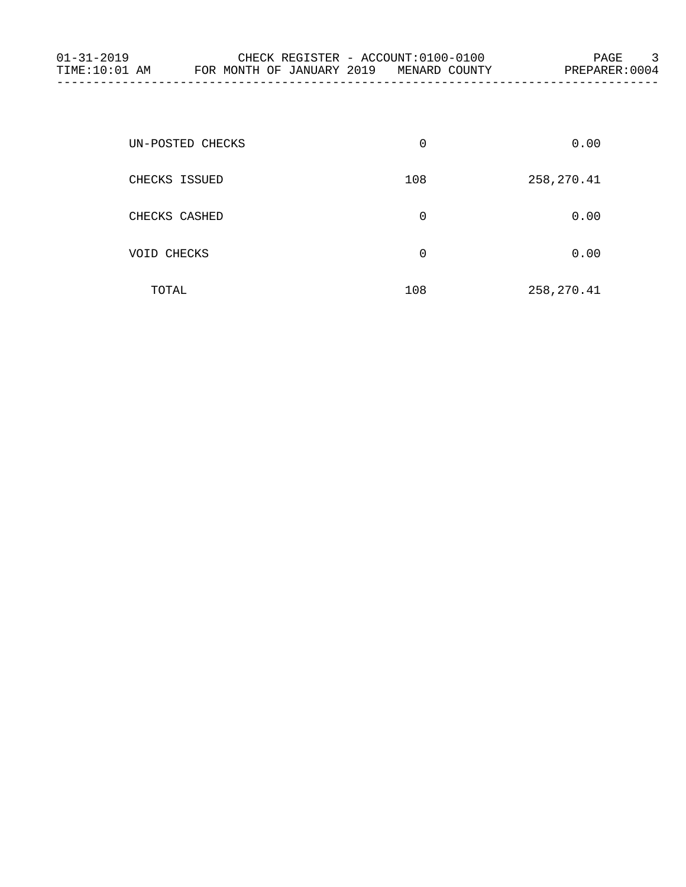| | | |
|---|---|---|
| UN-POSTED CHECKS | 0 | 0.00 |
| CHECKS ISSUED | 108 | 258,270.41 |
| CHECKS CASHED | 0 | 0.00 |
| VOID CHECKS | 0 | 0.00 |
| TOTAL | 108 | 258,270.41 |